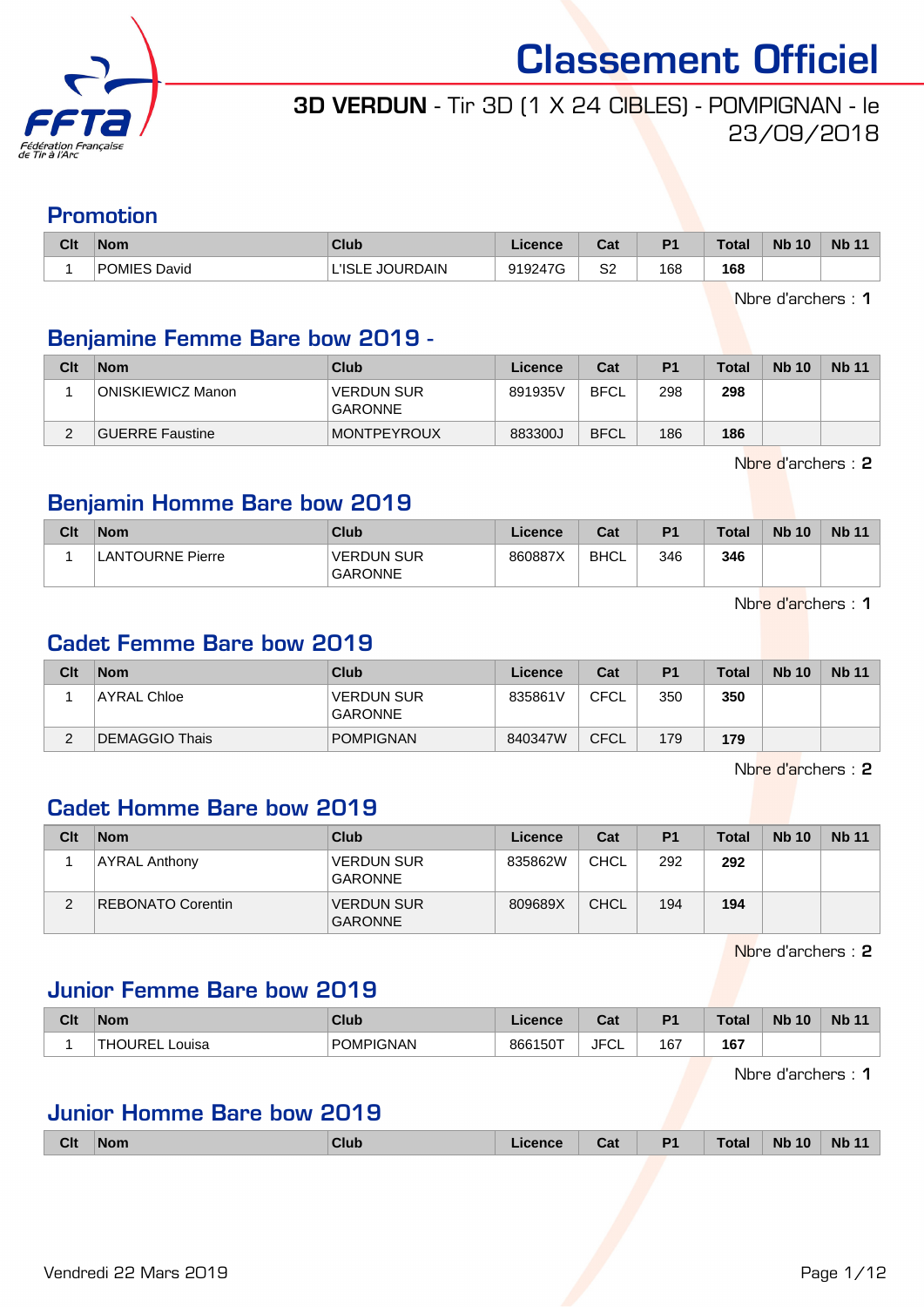# Classement Officiel

**3D VERDUN** - Tir 3D (1 X 24 CIBLES) - POMPIGNAN - le 23/09/2018

## Promotion

| Clt | Nom | Club | Licence | Cat | P1 | Total | Nb 10 | Nb 11 |
|---|---|---|---|---|---|---|---|---|
| 1 | POMIES David | L'ISLE JOURDAIN | 919247G | S2 | 168 | **168** | | |

Nbre d'archers : **1**

## Benjamine Femme Bare bow 2019 -

| Clt | Nom | Club | Licence | Cat | P1 | Total | Nb 10 | Nb 11 |
|---|---|---|---|---|---|---|---|---|
| 1 | ONISKIEWICZ Manon | VERDUN SUR GARONNE | 891935V | BFCL | 298 | **298** | | |
| 2 | GUERRE Faustine | MONTPEYROUX | 883300J | BFCL | 186 | **186** | | |

Nbre d'archers : **2**

## Benjamin Homme Bare bow 2019

| Clt | Nom | Club | Licence | Cat | P1 | Total | Nb 10 | Nb 11 |
|---|---|---|---|---|---|---|---|---|
| 1 | LANTOURNE Pierre | VERDUN SUR GARONNE | 860887X | BHCL | 346 | **346** | | |

Nbre d'archers : **1**

## Cadet Femme Bare bow 2019

| Clt | Nom | Club | Licence | Cat | P1 | Total | Nb 10 | Nb 11 |
|---|---|---|---|---|---|---|---|---|
| 1 | AYRAL Chloe | VERDUN SUR GARONNE | 835861V | CFCL | 350 | **350** | | |
| 2 | DEMAGGIO Thais | POMPIGNAN | 840347W | CFCL | 179 | **179** | | |

Nbre d'archers : **2**

## Cadet Homme Bare bow 2019

| Clt | Nom | Club | Licence | Cat | P1 | Total | Nb 10 | Nb 11 |
|---|---|---|---|---|---|---|---|---|
| 1 | AYRAL Anthony | VERDUN SUR GARONNE | 835862W | CHCL | 292 | **292** | | |
| 2 | REBONATO Corentin | VERDUN SUR GARONNE | 809689X | CHCL | 194 | **194** | | |

Nbre d'archers : **2**

## Junior Femme Bare bow 2019

| Clt | Nom | Club | Licence | Cat | P1 | Total | Nb 10 | Nb 11 |
|---|---|---|---|---|---|---|---|---|
| 1 | THOUREL Louisa | POMPIGNAN | 866150T | JFCL | 167 | **167** | | |

Nbre d'archers : **1**

## Junior Homme Bare bow 2019

| Clt | Nom | Club | Licence | Cat | P1 | Total | Nb 10 | Nb 11 |
|---|---|---|---|---|---|---|---|---|

Vendredi 22 Mars 2019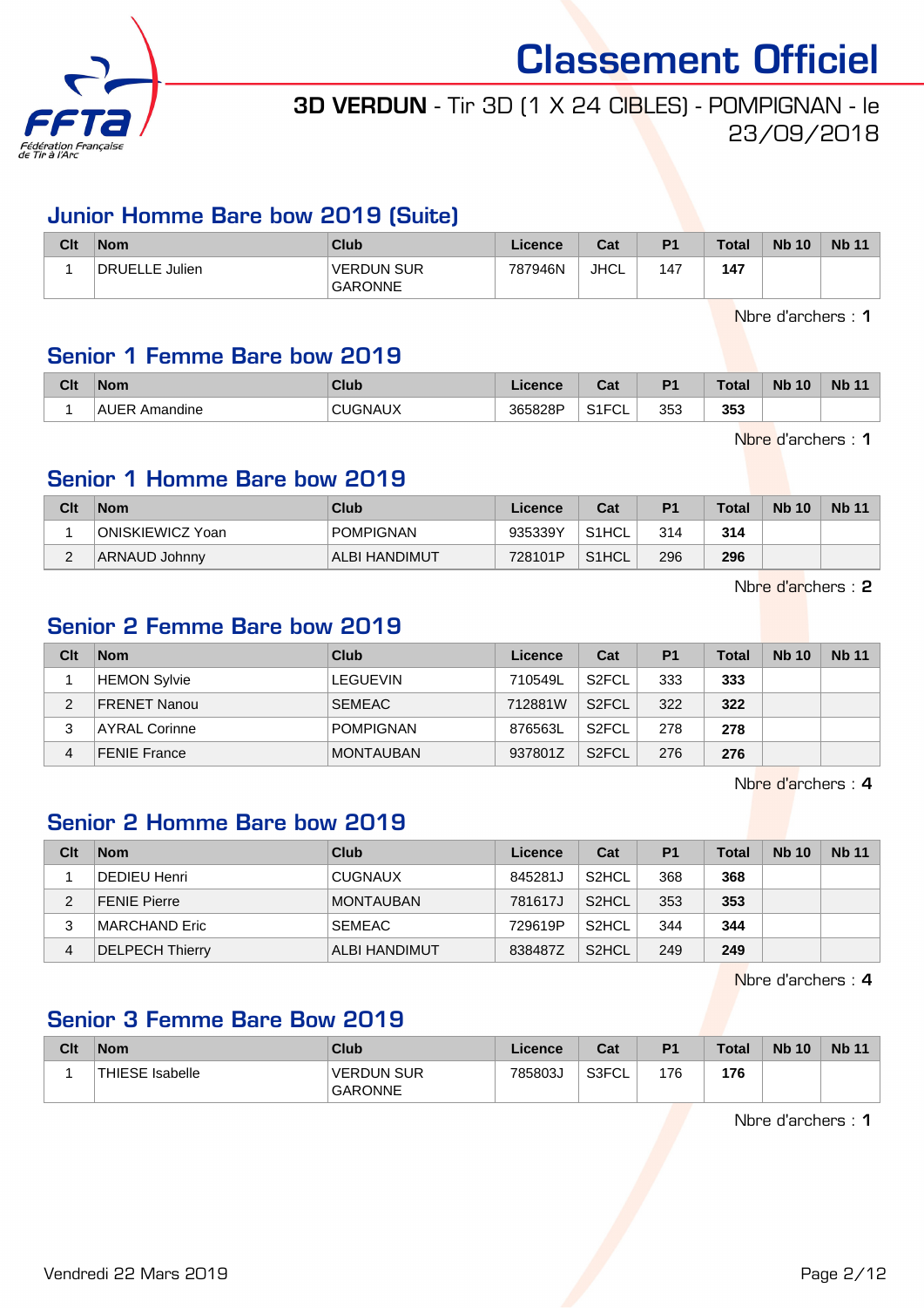# Classement Officiel

**3D VERDUN** - Tir 3D (1 X 24 CIBLES) - POMPIGNAN - le 23/09/2018

## Junior Homme Bare bow 2019 (Suite)

| Clt | Nom | Club | Licence | Cat | P1 | Total | Nb 10 | Nb 11 |
|---|---|---|---|---|---|---|---|---|
| 1 | DRUELLE Julien | VERDUN SUR GARONNE | 787946N | JHCL | 147 | **147** | | |

Nbre d'archers : **1**

## Senior 1 Femme Bare bow 2019

| Clt | Nom | Club | Licence | Cat | P1 | Total | Nb 10 | Nb 11 |
|---|---|---|---|---|---|---|---|---|
| 1 | AUER Amandine | CUGNAUX | 365828P | S1FCL | 353 | **353** | | |

Nbre d'archers : **1**

## Senior 1 Homme Bare bow 2019

| Clt | Nom | Club | Licence | Cat | P1 | Total | Nb 10 | Nb 11 |
|---|---|---|---|---|---|---|---|---|
| 1 | ONISKIEWICZ Yoan | POMPIGNAN | 935339Y | S1HCL | 314 | **314** | | |
| 2 | ARNAUD Johnny | ALBI HANDIMUT | 728101P | S1HCL | 296 | **296** | | |

Nbre d'archers : **2**

## Senior 2 Femme Bare bow 2019

| Clt | Nom | Club | Licence | Cat | P1 | Total | Nb 10 | Nb 11 |
|---|---|---|---|---|---|---|---|---|
| 1 | HEMON Sylvie | LEGUEVIN | 710549L | S2FCL | 333 | **333** | | |
| 2 | FRENET Nanou | SEMEAC | 712881W | S2FCL | 322 | **322** | | |
| 3 | AYRAL Corinne | POMPIGNAN | 876563L | S2FCL | 278 | **278** | | |
| 4 | FENIE France | MONTAUBAN | 937801Z | S2FCL | 276 | **276** | | |

Nbre d'archers : **4**

## Senior 2 Homme Bare bow 2019

| Clt | Nom | Club | Licence | Cat | P1 | Total | Nb 10 | Nb 11 |
|---|---|---|---|---|---|---|---|---|
| 1 | DEDIEU Henri | CUGNAUX | 845281J | S2HCL | 368 | **368** | | |
| 2 | FENIE Pierre | MONTAUBAN | 781617J | S2HCL | 353 | **353** | | |
| 3 | MARCHAND Eric | SEMEAC | 729619P | S2HCL | 344 | **344** | | |
| 4 | DELPECH Thierry | ALBI HANDIMUT | 838487Z | S2HCL | 249 | **249** | | |

Nbre d'archers : **4**

## Senior 3 Femme Bare Bow 2019

| Clt | Nom | Club | Licence | Cat | P1 | Total | Nb 10 | Nb 11 |
|---|---|---|---|---|---|---|---|---|
| 1 | THIESE Isabelle | VERDUN SUR GARONNE | 785803J | S3FCL | 176 | **176** | | |

Nbre d'archers : **1**

Vendredi 22 Mars 2019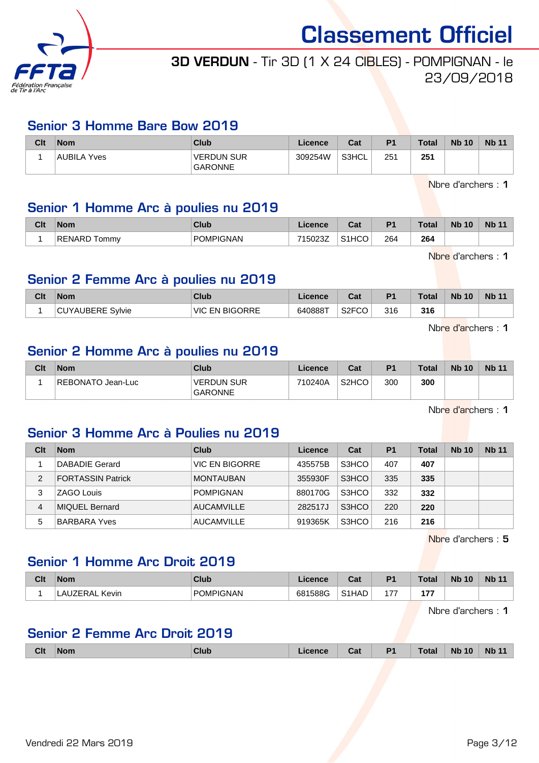# Classement Officiel

## 3D VERDUN - Tir 3D (1 X 24 CIBLES) - POMPIGNAN - le 23/09/2018

### Senior 3 Homme Bare Bow 2019

| Clt | Nom | Club | Licence | Cat | P1 | Total | Nb 10 | Nb 11 |
|---|---|---|---|---|---|---|---|---|
| 1 | AUBILA Yves | VERDUN SUR GARONNE | 309254W | S3HCL | 251 | **251** | | |

Nbre d'archers : **1**

### Senior 1 Homme Arc à poulies nu 2019

| Clt | Nom | Club | Licence | Cat | P1 | Total | Nb 10 | Nb 11 |
|---|---|---|---|---|---|---|---|---|
| 1 | RENARD Tommy | POMPIGNAN | 715023Z | S1HCO | 264 | **264** | | |

Nbre d'archers : **1**

### Senior 2 Femme Arc à poulies nu 2019

| Clt | Nom | Club | Licence | Cat | P1 | Total | Nb 10 | Nb 11 |
|---|---|---|---|---|---|---|---|---|
| 1 | CUYAUBERE Sylvie | VIC EN BIGORRE | 640888T | S2FCO | 316 | **316** | | |

Nbre d'archers : **1**

### Senior 2 Homme Arc à poulies nu 2019

| Clt | Nom | Club | Licence | Cat | P1 | Total | Nb 10 | Nb 11 |
|---|---|---|---|---|---|---|---|---|
| 1 | REBONATO Jean-Luc | VERDUN SUR GARONNE | 710240A | S2HCO | 300 | **300** | | |

Nbre d'archers : **1**

### Senior 3 Homme Arc à Poulies nu 2019

| Clt | Nom | Club | Licence | Cat | P1 | Total | Nb 10 | Nb 11 |
|---|---|---|---|---|---|---|---|---|
| 1 | DABADIE Gerard | VIC EN BIGORRE | 435575B | S3HCO | 407 | **407** | | |
| 2 | FORTASSIN Patrick | MONTAUBAN | 355930F | S3HCO | 335 | **335** | | |
| 3 | ZAGO Louis | POMPIGNAN | 880170G | S3HCO | 332 | **332** | | |
| 4 | MIQUEL Bernard | AUCAMVILLE | 282517J | S3HCO | 220 | **220** | | |
| 5 | BARBARA Yves | AUCAMVILLE | 919365K | S3HCO | 216 | **216** | | |

Nbre d'archers : **5**

### Senior 1 Homme Arc Droit 2019

| Clt | Nom | Club | Licence | Cat | P1 | Total | Nb 10 | Nb 11 |
|---|---|---|---|---|---|---|---|---|
| 1 | LAUZERAL Kevin | POMPIGNAN | 681588G | S1HAD | 177 | **177** | | |

Nbre d'archers : **1**

### Senior 2 Femme Arc Droit 2019

| Clt | Nom | Club | Licence | Cat | P1 | Total | Nb 10 | Nb 11 |
|---|---|---|---|---|---|---|---|---|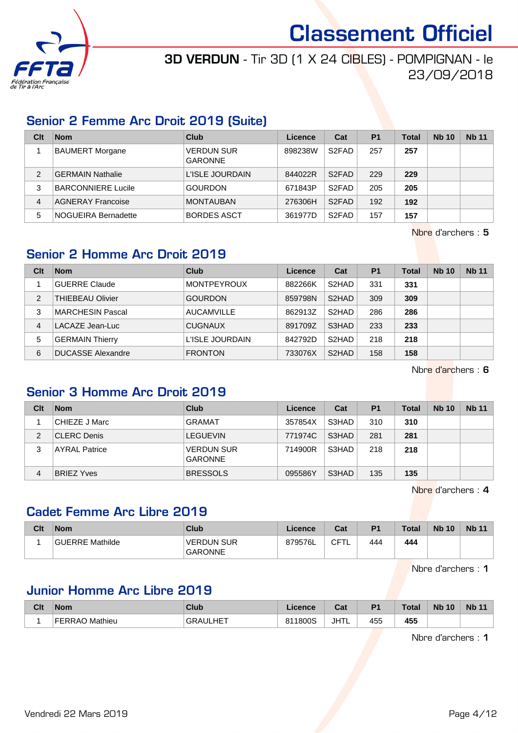# Classement Officiel

## 3D VERDUN - Tir 3D (1 X 24 CIBLES) - POMPIGNAN - le 23/09/2018

### Senior 2 Femme Arc Droit 2019 (Suite)

| Clt | Nom | Club | Licence | Cat | P1 | Total | Nb 10 | Nb 11 |
|---|---|---|---|---|---|---|---|---|
| 1 | BAUMERT Morgane | VERDUN SUR GARONNE | 898238W | S2FAD | 257 | **257** | | |
| 2 | GERMAIN Nathalie | L'ISLE JOURDAIN | 844022R | S2FAD | 229 | **229** | | |
| 3 | BARCONNIERE Lucile | GOURDON | 671843P | S2FAD | 205 | **205** | | |
| 4 | AGNERAY Francoise | MONTAUBAN | 276306H | S2FAD | 192 | **192** | | |
| 5 | NOGUEIRA Bernadette | BORDES ASCT | 361977D | S2FAD | 157 | **157** | | |

Nbre d'archers : **5**

### Senior 2 Homme Arc Droit 2019

| Clt | Nom | Club | Licence | Cat | P1 | Total | Nb 10 | Nb 11 |
|---|---|---|---|---|---|---|---|---|
| 1 | GUERRE Claude | MONTPEYROUX | 882266K | S2HAD | 331 | **331** | | |
| 2 | THIEBEAU Olivier | GOURDON | 859798N | S2HAD | 309 | **309** | | |
| 3 | MARCHESIN Pascal | AUCAMVILLE | 862913Z | S2HAD | 286 | **286** | | |
| 4 | LACAZE Jean-Luc | CUGNAUX | 891709Z | S3HAD | 233 | **233** | | |
| 5 | GERMAIN Thierry | L'ISLE JOURDAIN | 842792D | S2HAD | 218 | **218** | | |
| 6 | DUCASSE Alexandre | FRONTON | 733076X | S2HAD | 158 | **158** | | |

Nbre d'archers : **6**

### Senior 3 Homme Arc Droit 2019

| Clt | Nom | Club | Licence | Cat | P1 | Total | Nb 10 | Nb 11 |
|---|---|---|---|---|---|---|---|---|
| 1 | CHIEZE J Marc | GRAMAT | 357854X | S3HAD | 310 | **310** | | |
| 2 | CLERC Denis | LEGUEVIN | 771974C | S3HAD | 281 | **281** | | |
| 3 | AYRAL Patrice | VERDUN SUR GARONNE | 714900R | S3HAD | 218 | **218** | | |
| 4 | BRIEZ Yves | BRESSOLS | 095586Y | S3HAD | 135 | **135** | | |

Nbre d'archers : **4**

### Cadet Femme Arc Libre 2019

| Clt | Nom | Club | Licence | Cat | P1 | Total | Nb 10 | Nb 11 |
|---|---|---|---|---|---|---|---|---|
| 1 | GUERRE Mathilde | VERDUN SUR GARONNE | 879576L | CFTL | 444 | **444** | | |

Nbre d'archers : **1**

### Junior Homme Arc Libre 2019

| Clt | Nom | Club | Licence | Cat | P1 | Total | Nb 10 | Nb 11 |
|---|---|---|---|---|---|---|---|---|
| 1 | FERRAO Mathieu | GRAULHET | 811800S | JHTL | 455 | **455** | | |

Nbre d'archers : **1**

Vendredi 22 Mars 2019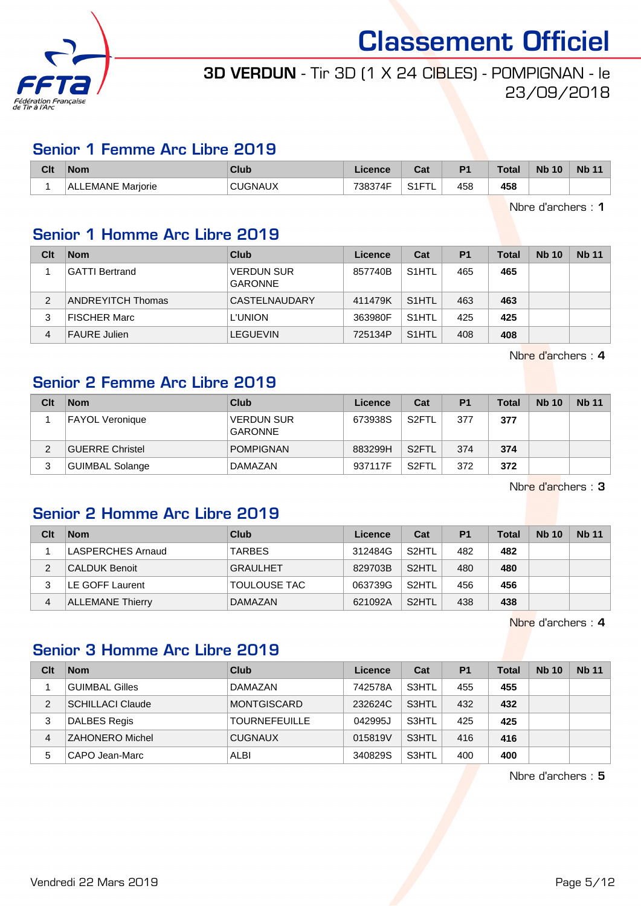# Classement Officiel

**3D VERDUN** - Tir 3D (1 X 24 CIBLES) - POMPIGNAN - le 23/09/2018

## Senior 1 Femme Arc Libre 2019

| Clt | Nom | Club | Licence | Cat | P1 | Total | Nb 10 | Nb 11 |
|---|---|---|---|---|---|---|---|---|
| 1 | ALLEMANE Marjorie | CUGNAUX | 738374F | S1FTL | 458 | **458** | | |

Nbre d'archers : **1**

## Senior 1 Homme Arc Libre 2019

| Clt | Nom | Club | Licence | Cat | P1 | Total | Nb 10 | Nb 11 |
|---|---|---|---|---|---|---|---|---|
| 1 | GATTI Bertrand | VERDUN SUR GARONNE | 857740B | S1HTL | 465 | **465** | | |
| 2 | ANDREYITCH Thomas | CASTELNAUDARY | 411479K | S1HTL | 463 | **463** | | |
| 3 | FISCHER Marc | L'UNION | 363980F | S1HTL | 425 | **425** | | |
| 4 | FAURE Julien | LEGUEVIN | 725134P | S1HTL | 408 | **408** | | |

Nbre d'archers : **4**

## Senior 2 Femme Arc Libre 2019

| Clt | Nom | Club | Licence | Cat | P1 | Total | Nb 10 | Nb 11 |
|---|---|---|---|---|---|---|---|---|
| 1 | FAYOL Veronique | VERDUN SUR GARONNE | 673938S | S2FTL | 377 | **377** | | |
| 2 | GUERRE Christel | POMPIGNAN | 883299H | S2FTL | 374 | **374** | | |
| 3 | GUIMBAL Solange | DAMAZAN | 937117F | S2FTL | 372 | **372** | | |

Nbre d'archers : **3**

## Senior 2 Homme Arc Libre 2019

| Clt | Nom | Club | Licence | Cat | P1 | Total | Nb 10 | Nb 11 |
|---|---|---|---|---|---|---|---|---|
| 1 | LASPERCHES Arnaud | TARBES | 312484G | S2HTL | 482 | **482** | | |
| 2 | CALDUK Benoit | GRAULHET | 829703B | S2HTL | 480 | **480** | | |
| 3 | LE GOFF Laurent | TOULOUSE TAC | 063739G | S2HTL | 456 | **456** | | |
| 4 | ALLEMANE Thierry | DAMAZAN | 621092A | S2HTL | 438 | **438** | | |

Nbre d'archers : **4**

## Senior 3 Homme Arc Libre 2019

| Clt | Nom | Club | Licence | Cat | P1 | Total | Nb 10 | Nb 11 |
|---|---|---|---|---|---|---|---|---|
| 1 | GUIMBAL Gilles | DAMAZAN | 742578A | S3HTL | 455 | **455** | | |
| 2 | SCHILLACI Claude | MONTGISCARD | 232624C | S3HTL | 432 | **432** | | |
| 3 | DALBES Regis | TOURNEFEUILLE | 042995J | S3HTL | 425 | **425** | | |
| 4 | ZAHONERO Michel | CUGNAUX | 015819V | S3HTL | 416 | **416** | | |
| 5 | CAPO Jean-Marc | ALBI | 340829S | S3HTL | 400 | **400** | | |

Nbre d'archers : **5**

Vendredi 22 Mars 2019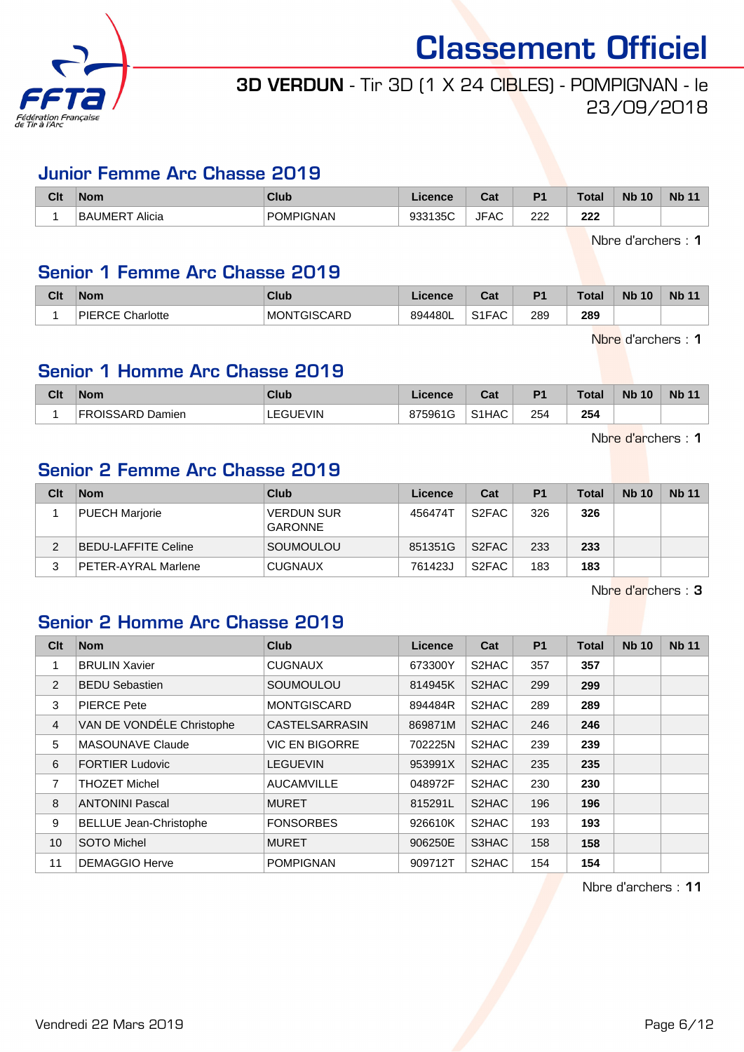# Classement Officiel

## 3D VERDUN - Tir 3D (1 X 24 CIBLES) - POMPIGNAN - le 23/09/2018

### Junior Femme Arc Chasse 2019

| Clt | Nom | Club | Licence | Cat | P1 | Total | Nb 10 | Nb 11 |
|---|---|---|---|---|---|---|---|---|
| 1 | BAUMERT Alicia | POMPIGNAN | 933135C | JFAC | 222 | **222** | | |

Nbre d'archers : **1**

### Senior 1 Femme Arc Chasse 2019

| Clt | Nom | Club | Licence | Cat | P1 | Total | Nb 10 | Nb 11 |
|---|---|---|---|---|---|---|---|---|
| 1 | PIERCE Charlotte | MONTGISCARD | 894480L | S1FAC | 289 | **289** | | |

Nbre d'archers : **1**

### Senior 1 Homme Arc Chasse 2019

| Clt | Nom | Club | Licence | Cat | P1 | Total | Nb 10 | Nb 11 |
|---|---|---|---|---|---|---|---|---|
| 1 | FROISSARD Damien | LEGUEVIN | 875961G | S1HAC | 254 | **254** | | |

Nbre d'archers : **1**

### Senior 2 Femme Arc Chasse 2019

| Clt | Nom | Club | Licence | Cat | P1 | Total | Nb 10 | Nb 11 |
|---|---|---|---|---|---|---|---|---|
| 1 | PUECH Marjorie | VERDUN SUR GARONNE | 456474T | S2FAC | 326 | **326** | | |
| 2 | BEDU-LAFFITE Celine | SOUMOULOU | 851351G | S2FAC | 233 | **233** | | |
| 3 | PETER-AYRAL Marlene | CUGNAUX | 761423J | S2FAC | 183 | **183** | | |

Nbre d'archers : **3**

### Senior 2 Homme Arc Chasse 2019

| Clt | Nom | Club | Licence | Cat | P1 | Total | Nb 10 | Nb 11 |
|---|---|---|---|---|---|---|---|---|
| 1 | BRULIN Xavier | CUGNAUX | 673300Y | S2HAC | 357 | **357** | | |
| 2 | BEDU Sebastien | SOUMOULOU | 814945K | S2HAC | 299 | **299** | | |
| 3 | PIERCE Pete | MONTGISCARD | 894484R | S2HAC | 289 | **289** | | |
| 4 | VAN DE VONDÉLE Christophe | CASTELSARRASIN | 869871M | S2HAC | 246 | **246** | | |
| 5 | MASOUNAVE Claude | VIC EN BIGORRE | 702225N | S2HAC | 239 | **239** | | |
| 6 | FORTIER Ludovic | LEGUEVIN | 953991X | S2HAC | 235 | **235** | | |
| 7 | THOZET Michel | AUCAMVILLE | 048972F | S2HAC | 230 | **230** | | |
| 8 | ANTONINI Pascal | MURET | 815291L | S2HAC | 196 | **196** | | |
| 9 | BELLUE Jean-Christophe | FONSORBES | 926610K | S2HAC | 193 | **193** | | |
| 10 | SOTO Michel | MURET | 906250E | S3HAC | 158 | **158** | | |
| 11 | DEMAGGIO Herve | POMPIGNAN | 909712T | S2HAC | 154 | **154** | | |

Nbre d'archers : **11**

Vendredi 22 Mars 2019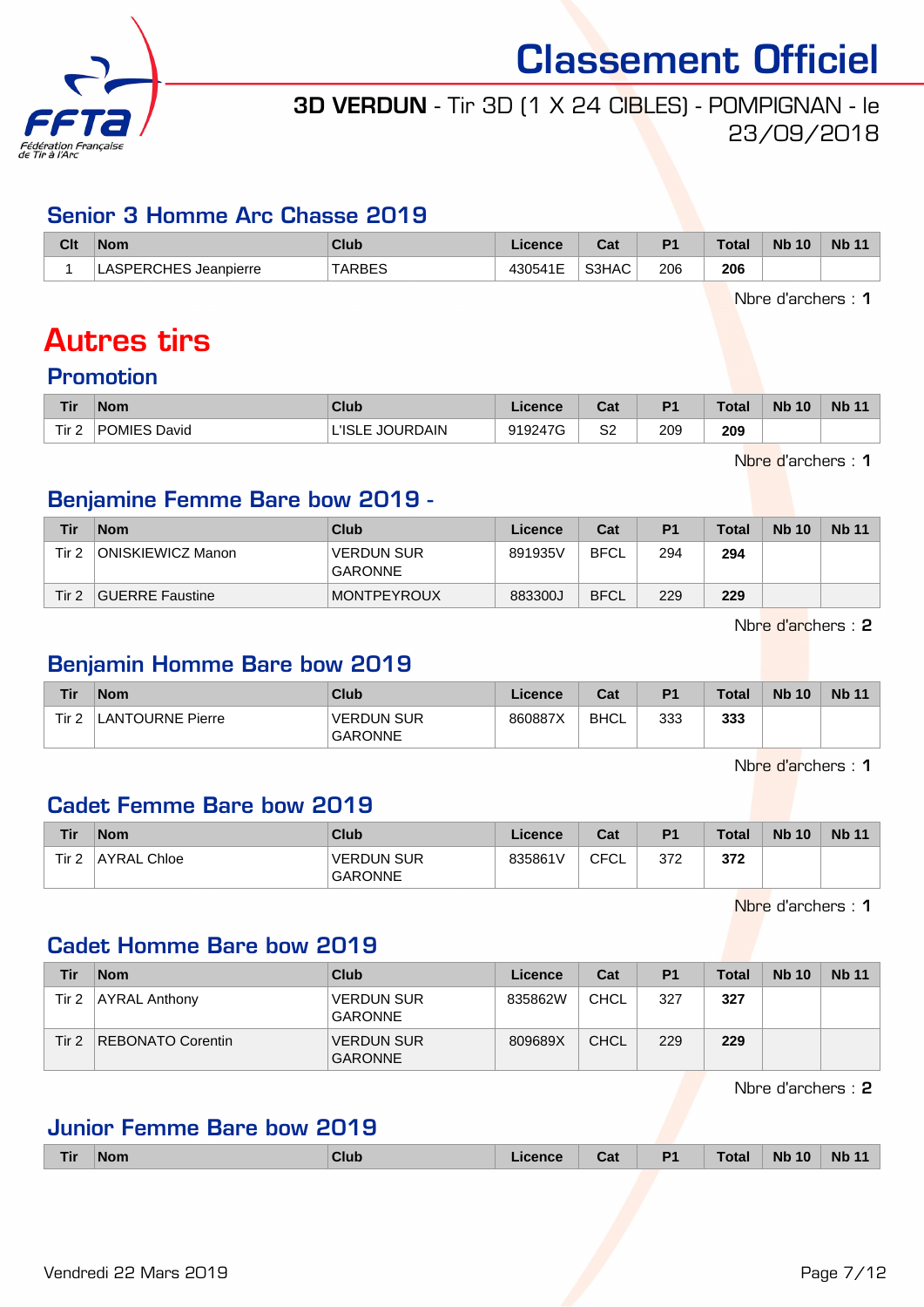# Classement Officiel

**3D VERDUN** - Tir 3D (1 X 24 CIBLES) - POMPIGNAN - le 23/09/2018

## Senior 3 Homme Arc Chasse 2019

| Clt | Nom | Club | Licence | Cat | P1 | Total | Nb 10 | Nb 11 |
|---|---|---|---|---|---|---|---|---|
| 1 | LASPERCHES Jeanpierre | TARBES | 430541E | S3HAC | 206 | **206** | | |

Nbre d'archers : **1**

# Autres tirs

## Promotion

| Tir | Nom | Club | Licence | Cat | P1 | Total | Nb 10 | Nb 11 |
|---|---|---|---|---|---|---|---|---|
| Tir 2 | POMIES David | L'ISLE JOURDAIN | 919247G | S2 | 209 | **209** | | |

Nbre d'archers : **1**

## Benjamine Femme Bare bow 2019 -

| Tir | Nom | Club | Licence | Cat | P1 | Total | Nb 10 | Nb 11 |
|---|---|---|---|---|---|---|---|---|
| Tir 2 | ONISKIEWICZ Manon | VERDUN SUR GARONNE | 891935V | BFCL | 294 | **294** | | |
| Tir 2 | GUERRE Faustine | MONTPEYROUX | 883300J | BFCL | 229 | **229** | | |

Nbre d'archers : **2**

## Benjamin Homme Bare bow 2019

| Tir | Nom | Club | Licence | Cat | P1 | Total | Nb 10 | Nb 11 |
|---|---|---|---|---|---|---|---|---|
| Tir 2 | LANTOURNE Pierre | VERDUN SUR GARONNE | 860887X | BHCL | 333 | **333** | | |

Nbre d'archers : **1**

## Cadet Femme Bare bow 2019

| Tir | Nom | Club | Licence | Cat | P1 | Total | Nb 10 | Nb 11 |
|---|---|---|---|---|---|---|---|---|
| Tir 2 | AYRAL Chloe | VERDUN SUR GARONNE | 835861V | CFCL | 372 | **372** | | |

Nbre d'archers : **1**

## Cadet Homme Bare bow 2019

| Tir | Nom | Club | Licence | Cat | P1 | Total | Nb 10 | Nb 11 |
|---|---|---|---|---|---|---|---|---|
| Tir 2 | AYRAL Anthony | VERDUN SUR GARONNE | 835862W | CHCL | 327 | **327** | | |
| Tir 2 | REBONATO Corentin | VERDUN SUR GARONNE | 809689X | CHCL | 229 | **229** | | |

Nbre d'archers : **2**

## Junior Femme Bare bow 2019

| Tir | Nom | Club | Licence | Cat | P1 | Total | Nb 10 | Nb 11 |
|---|---|---|---|---|---|---|---|---|

Vendredi 22 Mars 2019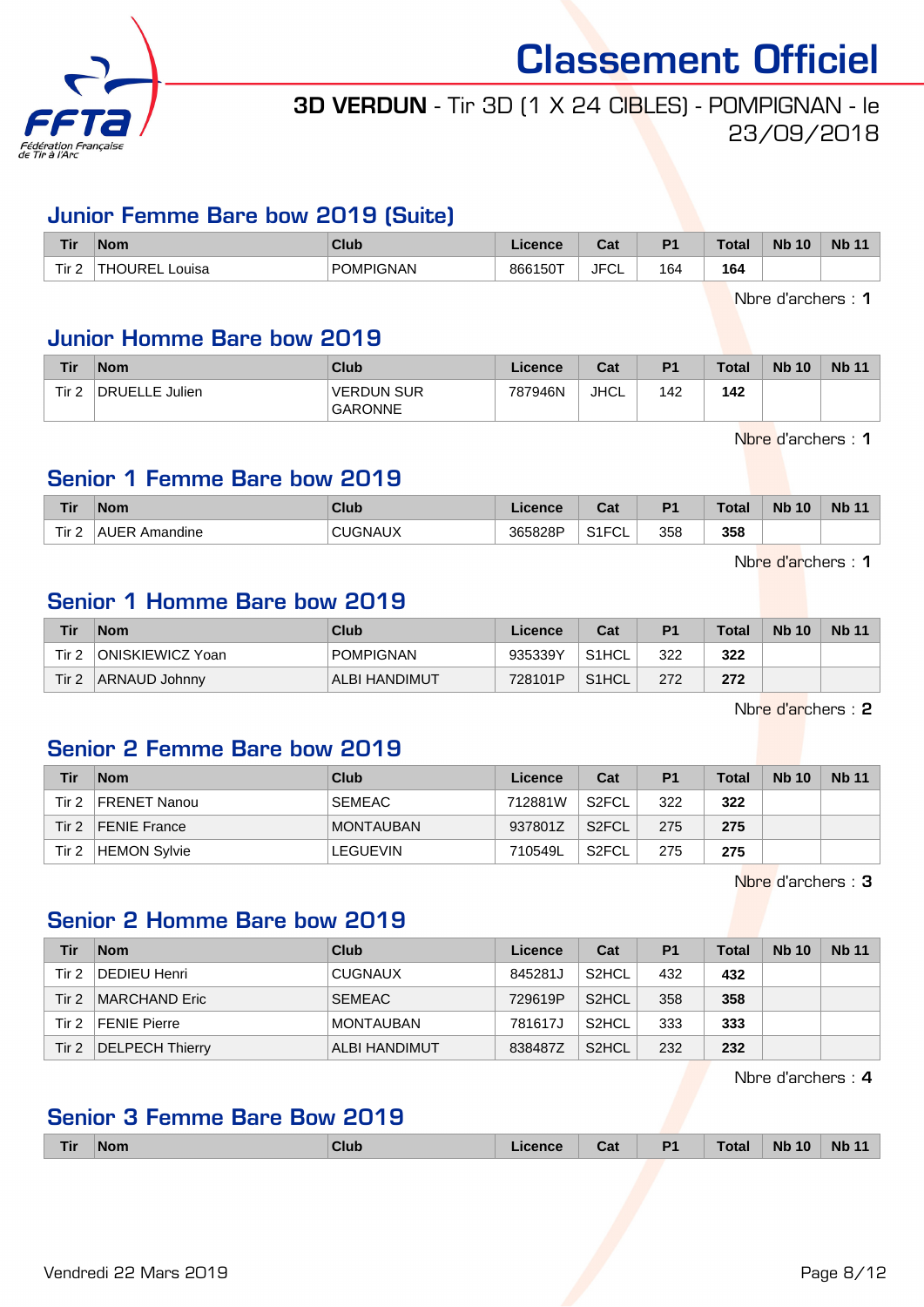# Classement Officiel

**3D VERDUN** - Tir 3D (1 X 24 CIBLES) - POMPIGNAN - le 23/09/2018

## Junior Femme Bare bow 2019 (Suite)

| Tir | Nom | Club | Licence | Cat | P1 | Total | Nb 10 | Nb 11 |
|---|---|---|---|---|---|---|---|---|
| Tir 2 | THOUREL Louisa | POMPIGNAN | 866150T | JFCL | 164 | **164** | | |

Nbre d'archers : **1**

## Junior Homme Bare bow 2019

| Tir | Nom | Club | Licence | Cat | P1 | Total | Nb 10 | Nb 11 |
|---|---|---|---|---|---|---|---|---|
| Tir 2 | DRUELLE Julien | VERDUN SUR GARONNE | 787946N | JHCL | 142 | **142** | | |

Nbre d'archers : **1**

## Senior 1 Femme Bare bow 2019

| Tir | Nom | Club | Licence | Cat | P1 | Total | Nb 10 | Nb 11 |
|---|---|---|---|---|---|---|---|---|
| Tir 2 | AUER Amandine | CUGNAUX | 365828P | S1FCL | 358 | **358** | | |

Nbre d'archers : **1**

## Senior 1 Homme Bare bow 2019

| Tir | Nom | Club | Licence | Cat | P1 | Total | Nb 10 | Nb 11 |
|---|---|---|---|---|---|---|---|---|
| Tir 2 | ONISKIEWICZ Yoan | POMPIGNAN | 935339Y | S1HCL | 322 | **322** | | |
| Tir 2 | ARNAUD Johnny | ALBI HANDIMUT | 728101P | S1HCL | 272 | **272** | | |

Nbre d'archers : **2**

## Senior 2 Femme Bare bow 2019

| Tir | Nom | Club | Licence | Cat | P1 | Total | Nb 10 | Nb 11 |
|---|---|---|---|---|---|---|---|---|
| Tir 2 | FRENET Nanou | SEMEAC | 712881W | S2FCL | 322 | **322** | | |
| Tir 2 | FENIE France | MONTAUBAN | 937801Z | S2FCL | 275 | **275** | | |
| Tir 2 | HEMON Sylvie | LEGUEVIN | 710549L | S2FCL | 275 | **275** | | |

Nbre d'archers : **3**

## Senior 2 Homme Bare bow 2019

| Tir | Nom | Club | Licence | Cat | P1 | Total | Nb 10 | Nb 11 |
|---|---|---|---|---|---|---|---|---|
| Tir 2 | DEDIEU Henri | CUGNAUX | 845281J | S2HCL | 432 | **432** | | |
| Tir 2 | MARCHAND Eric | SEMEAC | 729619P | S2HCL | 358 | **358** | | |
| Tir 2 | FENIE Pierre | MONTAUBAN | 781617J | S2HCL | 333 | **333** | | |
| Tir 2 | DELPECH Thierry | ALBI HANDIMUT | 838487Z | S2HCL | 232 | **232** | | |

Nbre d'archers : **4**

## Senior 3 Femme Bare Bow 2019

| Tir | Nom | Club | Licence | Cat | P1 | Total | Nb 10 | Nb 11 |
|---|---|---|---|---|---|---|---|---|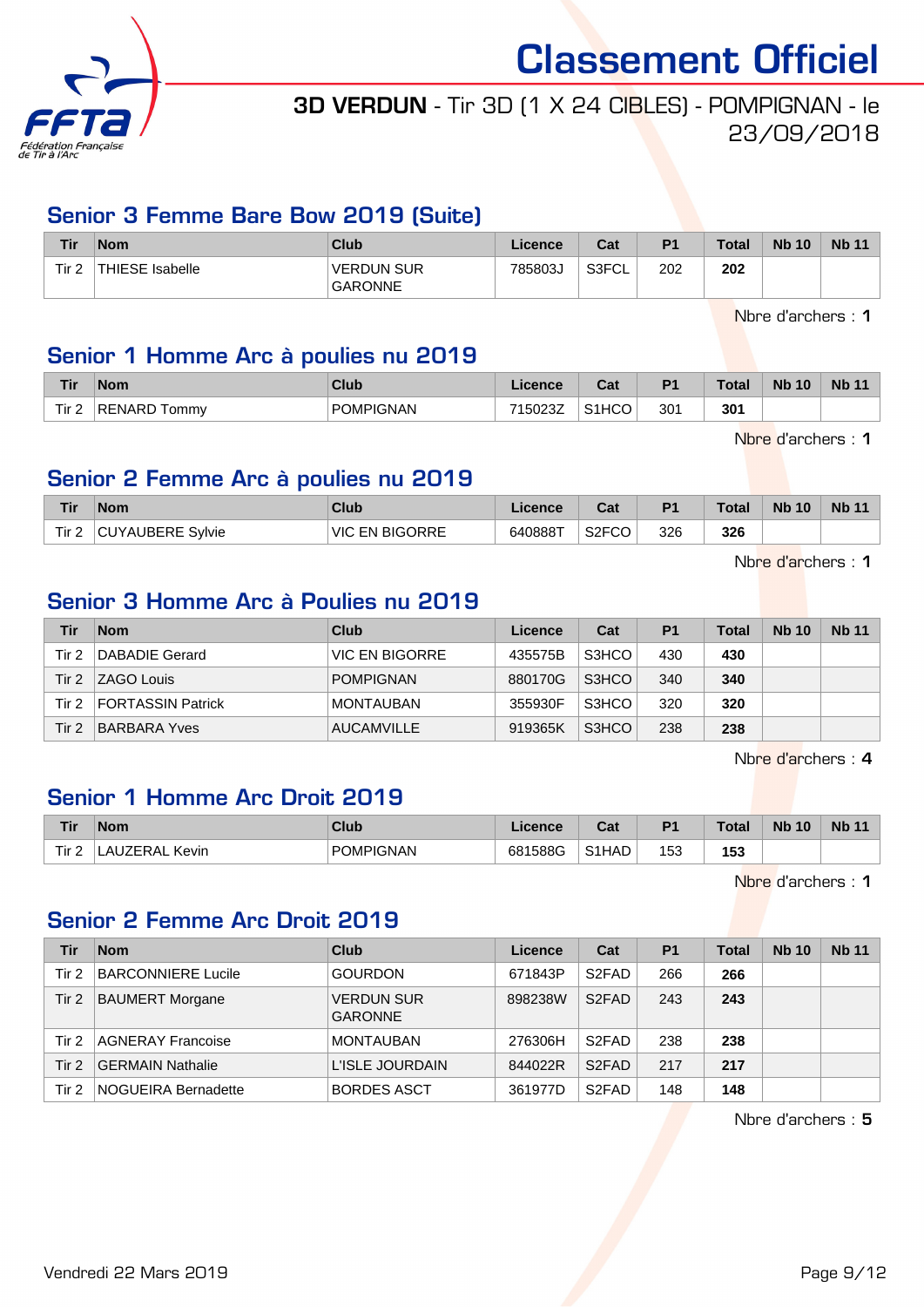# Classement Officiel

## 3D VERDUN - Tir 3D (1 X 24 CIBLES) - POMPIGNAN - le 23/09/2018

### Senior 3 Femme Bare Bow 2019 (Suite)

| Tir | Nom | Club | Licence | Cat | P1 | Total | Nb 10 | Nb 11 |
|---|---|---|---|---|---|---|---|---|
| Tir 2 | THIESE Isabelle | VERDUN SUR GARONNE | 785803J | S3FCL | 202 | **202** | | |

Nbre d'archers : **1**

### Senior 1 Homme Arc à poulies nu 2019

| Tir | Nom | Club | Licence | Cat | P1 | Total | Nb 10 | Nb 11 |
|---|---|---|---|---|---|---|---|---|
| Tir 2 | RENARD Tommy | POMPIGNAN | 715023Z | S1HCO | 301 | **301** | | |

Nbre d'archers : **1**

### Senior 2 Femme Arc à poulies nu 2019

| Tir | Nom | Club | Licence | Cat | P1 | Total | Nb 10 | Nb 11 |
|---|---|---|---|---|---|---|---|---|
| Tir 2 | CUYAUBERE Sylvie | VIC EN BIGORRE | 640888T | S2FCO | 326 | **326** | | |

Nbre d'archers : **1**

### Senior 3 Homme Arc à Poulies nu 2019

| Tir | Nom | Club | Licence | Cat | P1 | Total | Nb 10 | Nb 11 |
|---|---|---|---|---|---|---|---|---|
| Tir 2 | DABADIE Gerard | VIC EN BIGORRE | 435575B | S3HCO | 430 | **430** | | |
| Tir 2 | ZAGO Louis | POMPIGNAN | 880170G | S3HCO | 340 | **340** | | |
| Tir 2 | FORTASSIN Patrick | MONTAUBAN | 355930F | S3HCO | 320 | **320** | | |
| Tir 2 | BARBARA Yves | AUCAMVILLE | 919365K | S3HCO | 238 | **238** | | |

Nbre d'archers : **4**

### Senior 1 Homme Arc Droit 2019

| Tir | Nom | Club | Licence | Cat | P1 | Total | Nb 10 | Nb 11 |
|---|---|---|---|---|---|---|---|---|
| Tir 2 | LAUZERAL Kevin | POMPIGNAN | 681588G | S1HAD | 153 | **153** | | |

Nbre d'archers : **1**

### Senior 2 Femme Arc Droit 2019

| Tir | Nom | Club | Licence | Cat | P1 | Total | Nb 10 | Nb 11 |
|---|---|---|---|---|---|---|---|---|
| Tir 2 | BARCONNIERE Lucile | GOURDON | 671843P | S2FAD | 266 | **266** | | |
| Tir 2 | BAUMERT Morgane | VERDUN SUR GARONNE | 898238W | S2FAD | 243 | **243** | | |
| Tir 2 | AGNERAY Francoise | MONTAUBAN | 276306H | S2FAD | 238 | **238** | | |
| Tir 2 | GERMAIN Nathalie | L'ISLE JOURDAIN | 844022R | S2FAD | 217 | **217** | | |
| Tir 2 | NOGUEIRA Bernadette | BORDES ASCT | 361977D | S2FAD | 148 | **148** | | |

Nbre d'archers : **5**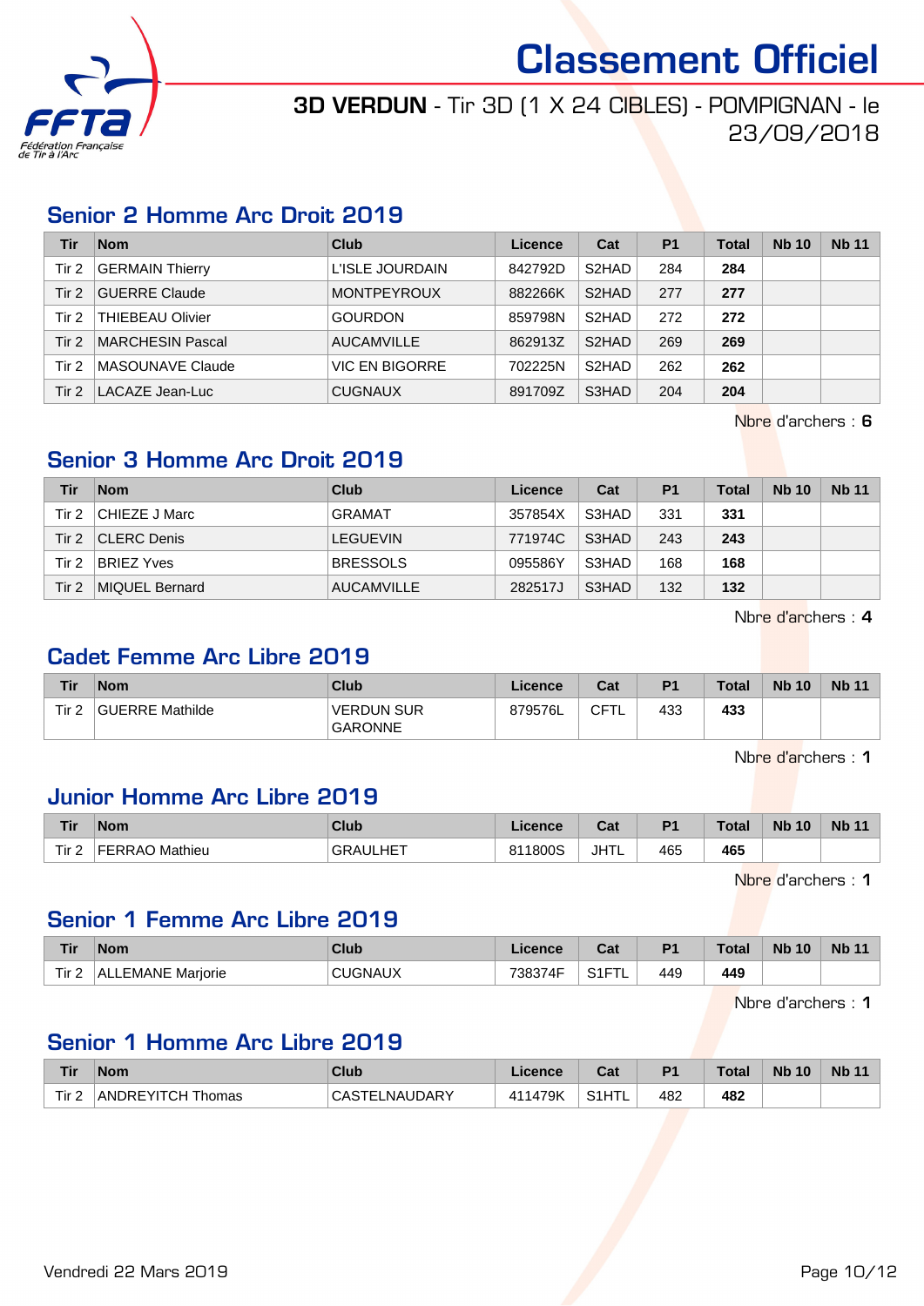# Classement Officiel

**3D VERDUN** - Tir 3D (1 X 24 CIBLES) - POMPIGNAN - le 23/09/2018

## Senior 2 Homme Arc Droit 2019

| Tir | Nom | Club | Licence | Cat | P1 | Total | Nb 10 | Nb 11 |
|---|---|---|---|---|---|---|---|---|
| Tir 2 | GERMAIN Thierry | L'ISLE JOURDAIN | 842792D | S2HAD | 284 | **284** | | |
| Tir 2 | GUERRE Claude | MONTPEYROUX | 882266K | S2HAD | 277 | **277** | | |
| Tir 2 | THIEBEAU Olivier | GOURDON | 859798N | S2HAD | 272 | **272** | | |
| Tir 2 | MARCHESIN Pascal | AUCAMVILLE | 862913Z | S2HAD | 269 | **269** | | |
| Tir 2 | MASOUNAVE Claude | VIC EN BIGORRE | 702225N | S2HAD | 262 | **262** | | |
| Tir 2 | LACAZE Jean-Luc | CUGNAUX | 891709Z | S3HAD | 204 | **204** | | |

Nbre d'archers : **6**

## Senior 3 Homme Arc Droit 2019

| Tir | Nom | Club | Licence | Cat | P1 | Total | Nb 10 | Nb 11 |
|---|---|---|---|---|---|---|---|---|
| Tir 2 | CHIEZE J Marc | GRAMAT | 357854X | S3HAD | 331 | **331** | | |
| Tir 2 | CLERC Denis | LEGUEVIN | 771974C | S3HAD | 243 | **243** | | |
| Tir 2 | BRIEZ Yves | BRESSOLS | 095586Y | S3HAD | 168 | **168** | | |
| Tir 2 | MIQUEL Bernard | AUCAMVILLE | 282517J | S3HAD | 132 | **132** | | |

Nbre d'archers : **4**

## Cadet Femme Arc Libre 2019

| Tir | Nom | Club | Licence | Cat | P1 | Total | Nb 10 | Nb 11 |
|---|---|---|---|---|---|---|---|---|
| Tir 2 | GUERRE Mathilde | VERDUN SUR GARONNE | 879576L | CFTL | 433 | **433** | | |

Nbre d'archers : **1**

## Junior Homme Arc Libre 2019

| Tir | Nom | Club | Licence | Cat | P1 | Total | Nb 10 | Nb 11 |
|---|---|---|---|---|---|---|---|---|
| Tir 2 | FERRAO Mathieu | GRAULHET | 811800S | JHTL | 465 | **465** | | |

Nbre d'archers : **1**

## Senior 1 Femme Arc Libre 2019

| Tir | Nom | Club | Licence | Cat | P1 | Total | Nb 10 | Nb 11 |
|---|---|---|---|---|---|---|---|---|
| Tir 2 | ALLEMANE Marjorie | CUGNAUX | 738374F | S1FTL | 449 | **449** | | |

Nbre d'archers : **1**

## Senior 1 Homme Arc Libre 2019

| Tir | Nom | Club | Licence | Cat | P1 | Total | Nb 10 | Nb 11 |
|---|---|---|---|---|---|---|---|---|
| Tir 2 | ANDREYITCH Thomas | CASTELNAUDARY | 411479K | S1HTL | 482 | **482** | | |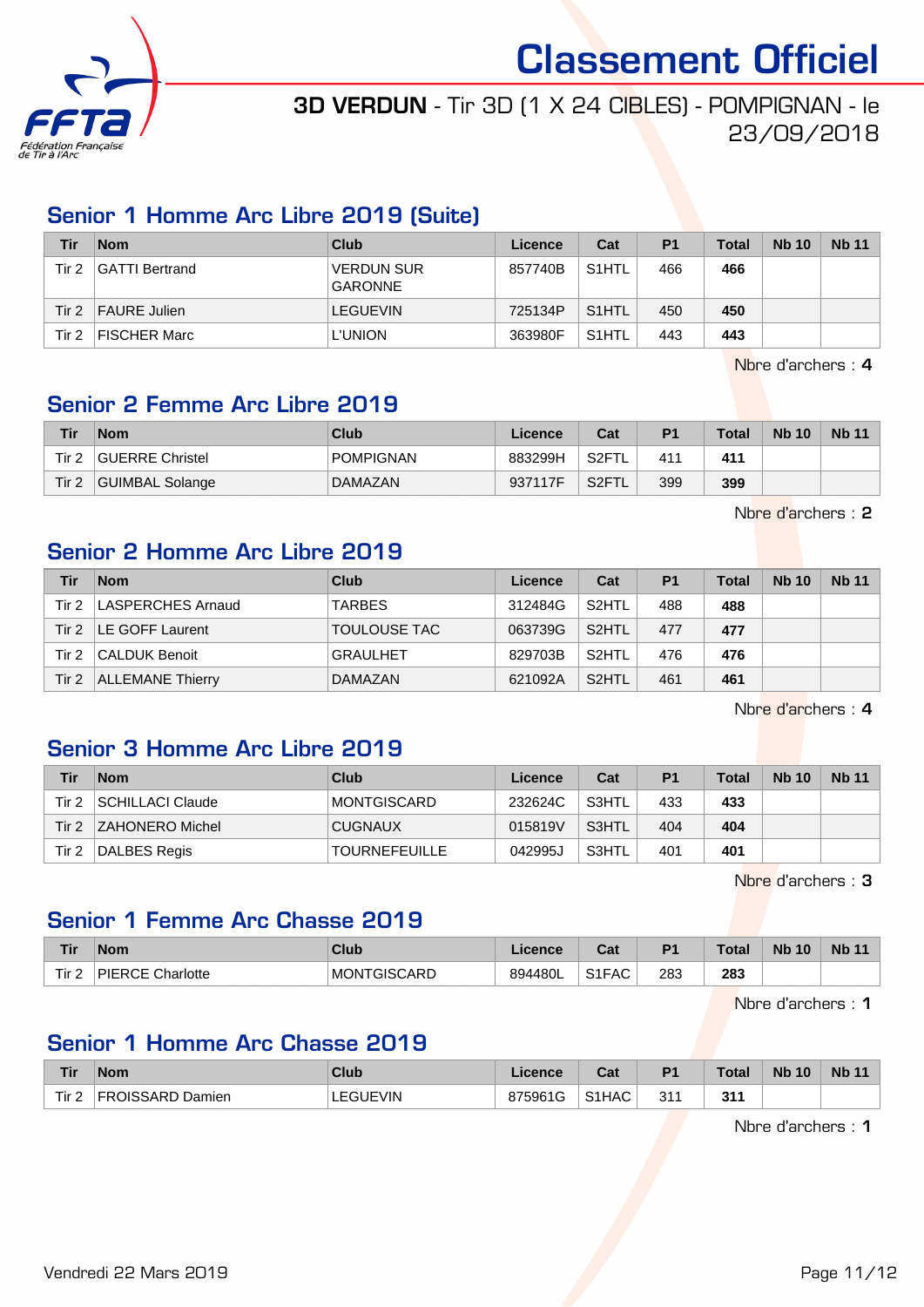# Classement Officiel

**3D VERDUN** - Tir 3D (1 X 24 CIBLES) - POMPIGNAN - le 23/09/2018

## Senior 1 Homme Arc Libre 2019 (Suite)

| Tir | Nom | Club | Licence | Cat | P1 | Total | Nb 10 | Nb 11 |
|---|---|---|---|---|---|---|---|---|
| Tir 2 | GATTI Bertrand | VERDUN SUR GARONNE | 857740B | S1HTL | 466 | **466** | | |
| Tir 2 | FAURE Julien | LEGUEVIN | 725134P | S1HTL | 450 | **450** | | |
| Tir 2 | FISCHER Marc | L'UNION | 363980F | S1HTL | 443 | **443** | | |

Nbre d'archers : **4**

## Senior 2 Femme Arc Libre 2019

| Tir | Nom | Club | Licence | Cat | P1 | Total | Nb 10 | Nb 11 |
|---|---|---|---|---|---|---|---|---|
| Tir 2 | GUERRE Christel | POMPIGNAN | 883299H | S2FTL | 411 | **411** | | |
| Tir 2 | GUIMBAL Solange | DAMAZAN | 937117F | S2FTL | 399 | **399** | | |

Nbre d'archers : **2**

## Senior 2 Homme Arc Libre 2019

| Tir | Nom | Club | Licence | Cat | P1 | Total | Nb 10 | Nb 11 |
|---|---|---|---|---|---|---|---|---|
| Tir 2 | LASPERCHES Arnaud | TARBES | 312484G | S2HTL | 488 | **488** | | |
| Tir 2 | LE GOFF Laurent | TOULOUSE TAC | 063739G | S2HTL | 477 | **477** | | |
| Tir 2 | CALDUK Benoit | GRAULHET | 829703B | S2HTL | 476 | **476** | | |
| Tir 2 | ALLEMANE Thierry | DAMAZAN | 621092A | S2HTL | 461 | **461** | | |

Nbre d'archers : **4**

## Senior 3 Homme Arc Libre 2019

| Tir | Nom | Club | Licence | Cat | P1 | Total | Nb 10 | Nb 11 |
|---|---|---|---|---|---|---|---|---|
| Tir 2 | SCHILLACI Claude | MONTGISCARD | 232624C | S3HTL | 433 | **433** | | |
| Tir 2 | ZAHONERO Michel | CUGNAUX | 015819V | S3HTL | 404 | **404** | | |
| Tir 2 | DALBES Regis | TOURNEFEUILLE | 042995J | S3HTL | 401 | **401** | | |

Nbre d'archers : **3**

## Senior 1 Femme Arc Chasse 2019

| Tir | Nom | Club | Licence | Cat | P1 | Total | Nb 10 | Nb 11 |
|---|---|---|---|---|---|---|---|---|
| Tir 2 | PIERCE Charlotte | MONTGISCARD | 894480L | S1FAC | 283 | **283** | | |

Nbre d'archers : **1**

## Senior 1 Homme Arc Chasse 2019

| Tir | Nom | Club | Licence | Cat | P1 | Total | Nb 10 | Nb 11 |
|---|---|---|---|---|---|---|---|---|
| Tir 2 | FROISSARD Damien | LEGUEVIN | 875961G | S1HAC | 311 | **311** | | |

Nbre d'archers : **1**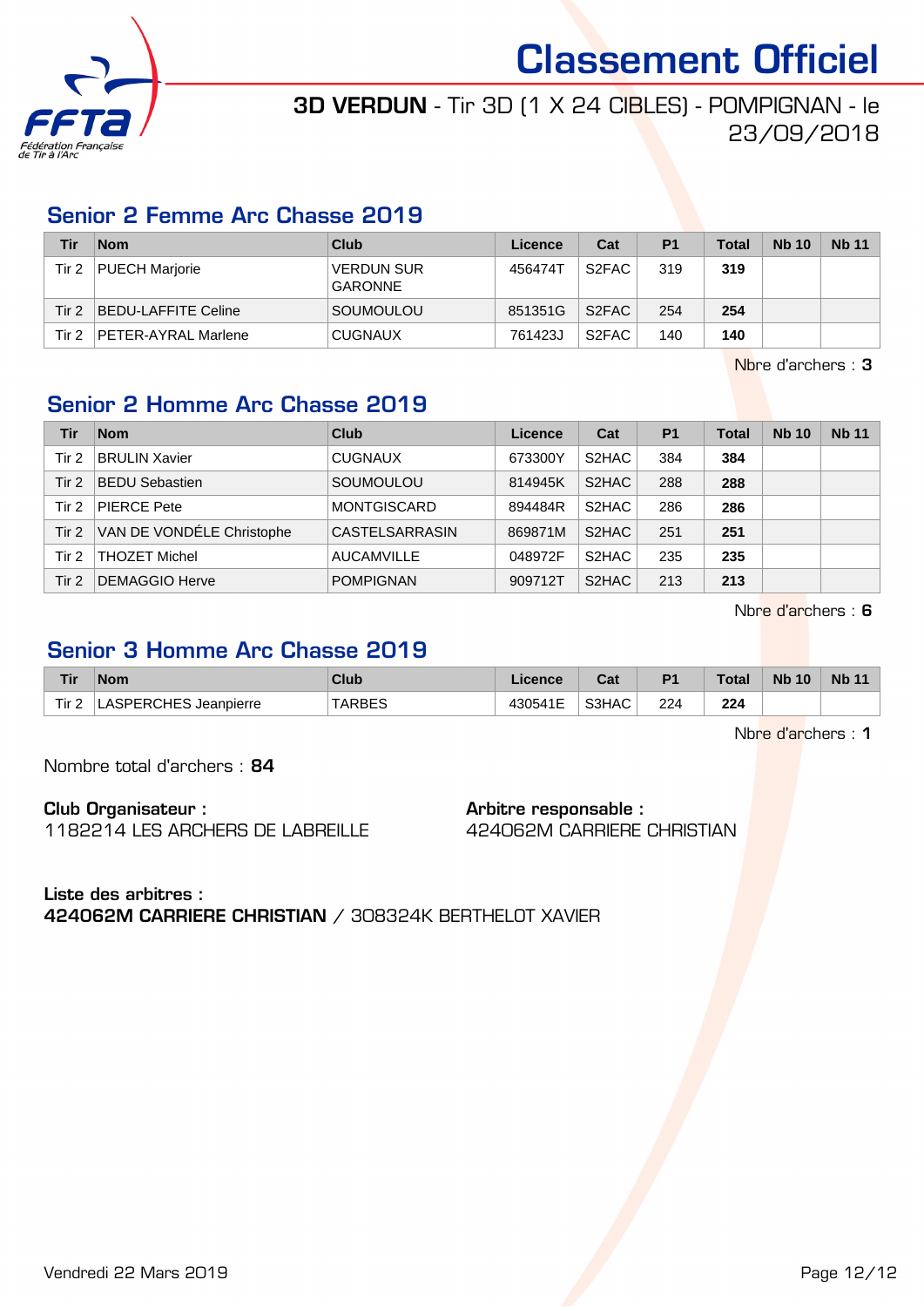# Classement Officiel

**3D VERDUN** - Tir 3D (1 X 24 CIBLES) - POMPIGNAN - le 23/09/2018

## Senior 2 Femme Arc Chasse 2019

| Tir | Nom | Club | Licence | Cat | P1 | Total | Nb 10 | Nb 11 |
|---|---|---|---|---|---|---|---|---|
| Tir 2 | PUECH Marjorie | VERDUN SUR GARONNE | 456474T | S2FAC | 319 | **319** | | |
| Tir 2 | BEDU-LAFFITE Celine | SOUMOULOU | 851351G | S2FAC | 254 | **254** | | |
| Tir 2 | PETER-AYRAL Marlene | CUGNAUX | 761423J | S2FAC | 140 | **140** | | |

Nbre d'archers : **3**

## Senior 2 Homme Arc Chasse 2019

| Tir | Nom | Club | Licence | Cat | P1 | Total | Nb 10 | Nb 11 |
|---|---|---|---|---|---|---|---|---|
| Tir 2 | BRULIN Xavier | CUGNAUX | 673300Y | S2HAC | 384 | **384** | | |
| Tir 2 | BEDU Sebastien | SOUMOULOU | 814945K | S2HAC | 288 | **288** | | |
| Tir 2 | PIERCE Pete | MONTGISCARD | 894484R | S2HAC | 286 | **286** | | |
| Tir 2 | VAN DE VONDÉLE Christophe | CASTELSARRASIN | 869871M | S2HAC | 251 | **251** | | |
| Tir 2 | THOZET Michel | AUCAMVILLE | 048972F | S2HAC | 235 | **235** | | |
| Tir 2 | DEMAGGIO Herve | POMPIGNAN | 909712T | S2HAC | 213 | **213** | | |

Nbre d'archers : **6**

## Senior 3 Homme Arc Chasse 2019

| Tir | Nom | Club | Licence | Cat | P1 | Total | Nb 10 | Nb 11 |
|---|---|---|---|---|---|---|---|---|
| Tir 2 | LASPERCHES Jeanpierre | TARBES | 430541E | S3HAC | 224 | **224** | | |

Nbre d'archers : **1**

Nombre total d'archers : **84**

**Club Organisateur :**
1182214 LES ARCHERS DE LABREILLE

**Arbitre responsable :**
424062M CARRIERE CHRISTIAN

**Liste des arbitres :**
**424062M CARRIERE CHRISTIAN** / 308324K BERTHELOT XAVIER